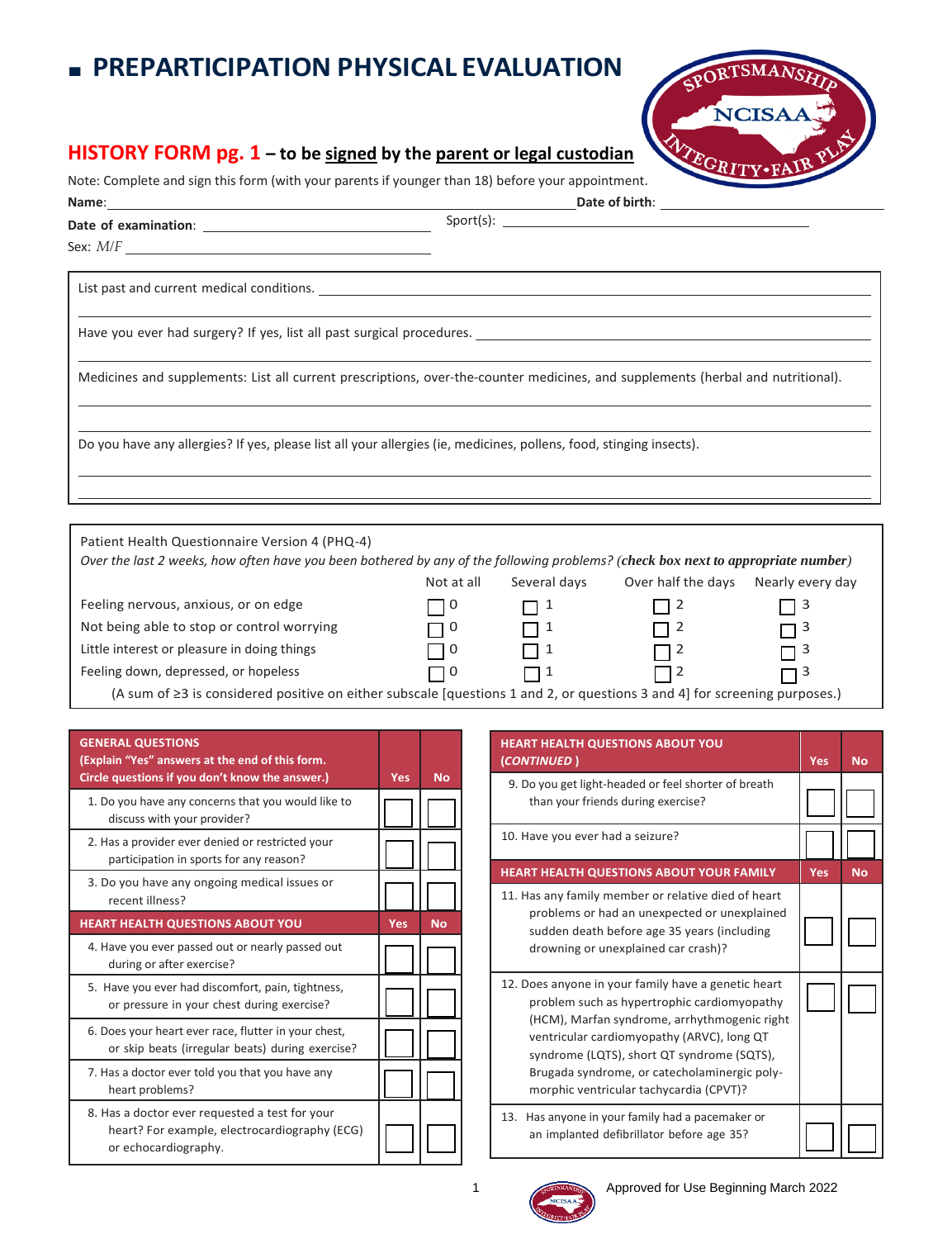# PREPARTICIPATION PHYSICAL EVALUATION

## HISTORY FORM pg. 1 – to be signed by the parent or legal custodian

Note: Complete and sign this form (with your parents if younger than 18) before your appointment.

**Name**: ______________________ **Date of birth**: ______________________

**Date of examination**: ______________________ Sport(s): ______________________

Sex: *M/F* ______________________

List past and current medical conditions. ______________________

Have you ever had surgery? If yes, list all past surgical procedures. ______________________

Medicines and supplements: List all current prescriptions, over-the-counter medicines, and supplements (herbal and nutritional).

Do you have any allergies? If yes, please list all your allergies (ie, medicines, pollens, food, stinging insects).

Patient Health Questionnaire Version 4 (PHQ-4)

*Over the last 2 weeks, how often have you been bothered by any of the following problems? (**check box next to appropriate number**)*

| | Not at all | Several days | Over half the days | Nearly every day |
|---|---|---|---|---|
| Feeling nervous, anxious, or on edge | ☐ 0 | ☐ 1 | ☐ 2 | ☐ 3 |
| Not being able to stop or control worrying | ☐ 0 | ☐ 1 | ☐ 2 | ☐ 3 |
| Little interest or pleasure in doing things | ☐ 0 | ☐ 1 | ☐ 2 | ☐ 3 |
| Feeling down, depressed, or hopeless | ☐ 0 | ☐ 1 | ☐ 2 | ☐ 3 |

(A sum of ≥3 is considered positive on either subscale [questions 1 and 2, or questions 3 and 4] for screening purposes.)

| GENERAL QUESTIONS (Explain "Yes" answers at the end of this form. Circle questions if you don't know the answer.) | Yes | No |
|---|---|---|
| 1. Do you have any concerns that you would like to discuss with your provider? | ☐ | ☐ |
| 2. Has a provider ever denied or restricted your participation in sports for any reason? | ☐ | ☐ |
| 3. Do you have any ongoing medical issues or recent illness? | ☐ | ☐ |
| **HEART HEALTH QUESTIONS ABOUT YOU** | **Yes** | **No** |
| 4. Have you ever passed out or nearly passed out during or after exercise? | ☐ | ☐ |
| 5. Have you ever had discomfort, pain, tightness, or pressure in your chest during exercise? | ☐ | ☐ |
| 6. Does your heart ever race, flutter in your chest, or skip beats (irregular beats) during exercise? | ☐ | ☐ |
| 7. Has a doctor ever told you that you have any heart problems? | ☐ | ☐ |
| 8. Has a doctor ever requested a test for your heart? For example, electrocardiography (ECG) or echocardiography. | ☐ | ☐ |

| HEART HEALTH QUESTIONS ABOUT YOU (*CONTINUED*) | Yes | No |
|---|---|---|
| 9. Do you get light-headed or feel shorter of breath than your friends during exercise? | ☐ | ☐ |
| 10. Have you ever had a seizure? | ☐ | ☐ |
| **HEART HEALTH QUESTIONS ABOUT YOUR FAMILY** | **Yes** | **No** |
| 11. Has any family member or relative died of heart problems or had an unexpected or unexplained sudden death before age 35 years (including drowning or unexplained car crash)? | ☐ | ☐ |
| 12. Does anyone in your family have a genetic heart problem such as hypertrophic cardiomyopathy (HCM), Marfan syndrome, arrhythmogenic right ventricular cardiomyopathy (ARVC), long QT syndrome (LQTS), short QT syndrome (SQTS), Brugada syndrome, or catecholaminergic polymorphic ventricular tachycardia (CPVT)? | ☐ | ☐ |
| 13. Has anyone in your family had a pacemaker or an implanted defibrillator before age 35? | ☐ | ☐ |

Approved for Use Beginning March 2022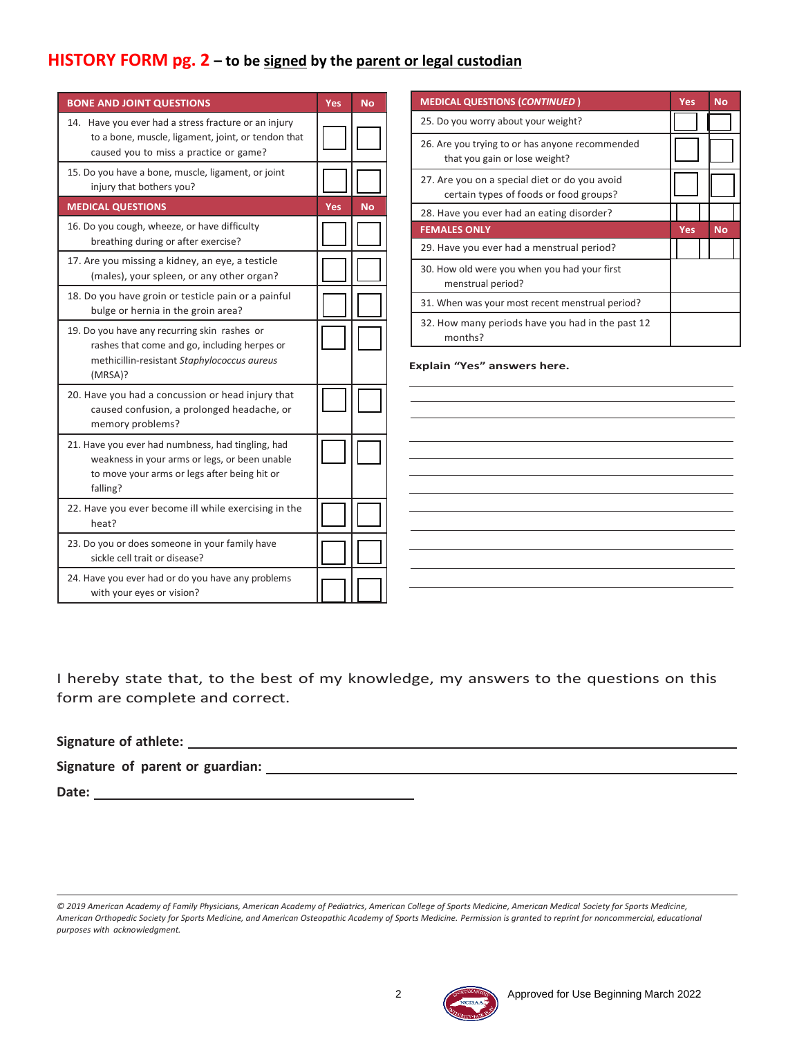## HISTORY FORM pg. 2 – to be signed by the parent or legal custodian

| BONE AND JOINT QUESTIONS | Yes | No |
|---|---|---|
| 14. Have you ever had a stress fracture or an injury to a bone, muscle, ligament, joint, or tendon that caused you to miss a practice or game? | | |
| 15. Do you have a bone, muscle, ligament, or joint injury that bothers you? | | |
| **MEDICAL QUESTIONS** | **Yes** | **No** |
| 16. Do you cough, wheeze, or have difficulty breathing during or after exercise? | | |
| 17. Are you missing a kidney, an eye, a testicle (males), your spleen, or any other organ? | | |
| 18. Do you have groin or testicle pain or a painful bulge or hernia in the groin area? | | |
| 19. Do you have any recurring skin rashes or rashes that come and go, including herpes or methicillin-resistant *Staphylococcus aureus* (MRSA)? | | |
| 20. Have you had a concussion or head injury that caused confusion, a prolonged headache, or memory problems? | | |
| 21. Have you ever had numbness, had tingling, had weakness in your arms or legs, or been unable to move your arms or legs after being hit or falling? | | |
| 22. Have you ever become ill while exercising in the heat? | | |
| 23. Do you or does someone in your family have sickle cell trait or disease? | | |
| 24. Have you ever had or do you have any problems with your eyes or vision? | | |

| MEDICAL QUESTIONS (*CONTINUED*) | Yes | No |
|---|---|---|
| 25. Do you worry about your weight? | | |
| 26. Are you trying to or has anyone recommended that you gain or lose weight? | | |
| 27. Are you on a special diet or do you avoid certain types of foods or food groups? | | |
| 28. Have you ever had an eating disorder? | | |
| **FEMALES ONLY** | **Yes** | **No** |
| 29. Have you ever had a menstrual period? | | |
| 30. How old were you when you had your first menstrual period? | | |
| 31. When was your most recent menstrual period? | | |
| 32. How many periods have you had in the past 12 months? | | |

**Explain "Yes" answers here.**

______________________________________________

______________________________________________

______________________________________________

______________________________________________

______________________________________________

______________________________________________

______________________________________________

______________________________________________

______________________________________________

______________________________________________

______________________________________________

______________________________________________

I hereby state that, to the best of my knowledge, my answers to the questions on this form are complete and correct.

**Signature of athlete:** ______________________________________________

**Signature of parent or guardian:** ______________________________________________

**Date:** ______________________________

*© 2019 American Academy of Family Physicians, American Academy of Pediatrics, American College of Sports Medicine, American Medical Society for Sports Medicine, American Orthopedic Society for Sports Medicine, and American Osteopathic Academy of Sports Medicine. Permission is granted to reprint for noncommercial, educational purposes with acknowledgment.*

Approved for Use Beginning March 2022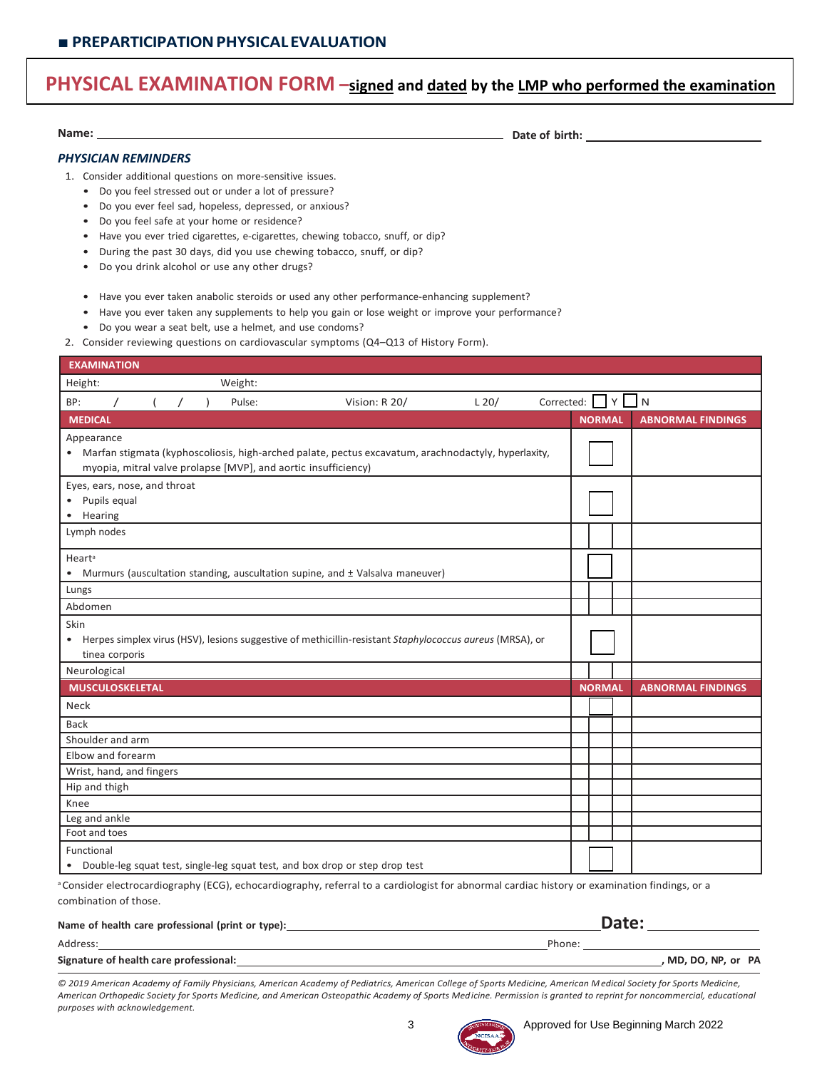## ■ PREPARTICIPATION PHYSICAL EVALUATION

# PHYSICAL EXAMINATION FORM –signed and dated by the LMP who performed the examination

**Name:** ______________________________ **Date of birth:** ______________________________

### *PHYSICIAN REMINDERS*

1. Consider additional questions on more-sensitive issues.
   - Do you feel stressed out or under a lot of pressure?
   - Do you ever feel sad, hopeless, depressed, or anxious?
   - Do you feel safe at your home or residence?
   - Have you ever tried cigarettes, e-cigarettes, chewing tobacco, snuff, or dip?
   - During the past 30 days, did you use chewing tobacco, snuff, or dip?
   - Do you drink alcohol or use any other drugs?
   - Have you ever taken anabolic steroids or used any other performance-enhancing supplement?
   - Have you ever taken any supplements to help you gain or lose weight or improve your performance?
   - Do you wear a seat belt, use a helmet, and use condoms?
2. Consider reviewing questions on cardiovascular symptoms (Q4–Q13 of History Form).

| EXAMINATION | | |
|---|---|---|
| Height: Weight: | | |
| BP: / ( / ) Pulse: Vision: R 20/ L 20/ Corrected: ☐ Y ☐ N | | |
| **MEDICAL** | **NORMAL** | **ABNORMAL FINDINGS** |
| Appearance<br>• Marfan stigmata (kyphoscoliosis, high-arched palate, pectus excavatum, arachnodactyly, hyperlaxity, myopia, mitral valve prolapse [MVP], and aortic insufficiency) | ☐ | |
| Eyes, ears, nose, and throat<br>• Pupils equal<br>• Hearing | ☐ | |
| Lymph nodes | ☐ | |
| Heart[a]<br>• Murmurs (auscultation standing, auscultation supine, and ± Valsalva maneuver) | ☐ | |
| Lungs | ☐ | |
| Abdomen | ☐ | |
| Skin<br>• Herpes simplex virus (HSV), lesions suggestive of methicillin-resistant *Staphylococcus aureus* (MRSA), or tinea corporis | ☐ | |
| Neurological | ☐ | |
| **MUSCULOSKELETAL** | **NORMAL** | **ABNORMAL FINDINGS** |
| Neck | ☐ | |
| Back | ☐ | |
| Shoulder and arm | ☐ | |
| Elbow and forearm | ☐ | |
| Wrist, hand, and fingers | ☐ | |
| Hip and thigh | ☐ | |
| Knee | ☐ | |
| Leg and ankle | ☐ | |
| Foot and toes | ☐ | |
| Functional<br>• Double-leg squat test, single-leg squat test, and box drop or step drop test | ☐ | |

[a] Consider electrocardiography (ECG), echocardiography, referral to a cardiologist for abnormal cardiac history or examination findings, or a combination of those.

**Name of health care professional (print or type):** ______________________________ **Date:** ____________

Address: ______________________________ Phone: ____________

**Signature of health care professional:** ______________________________ **, MD, DO, NP, or PA**

*© 2019 American Academy of Family Physicians, American Academy of Pediatrics, American College of Sports Medicine, American Medical Society for Sports Medicine, American Orthopedic Society for Sports Medicine, and American Osteopathic Academy of Sports Medicine. Permission is granted to reprint for noncommercial, educational purposes with acknowledgement.*

Approved for Use Beginning March 2022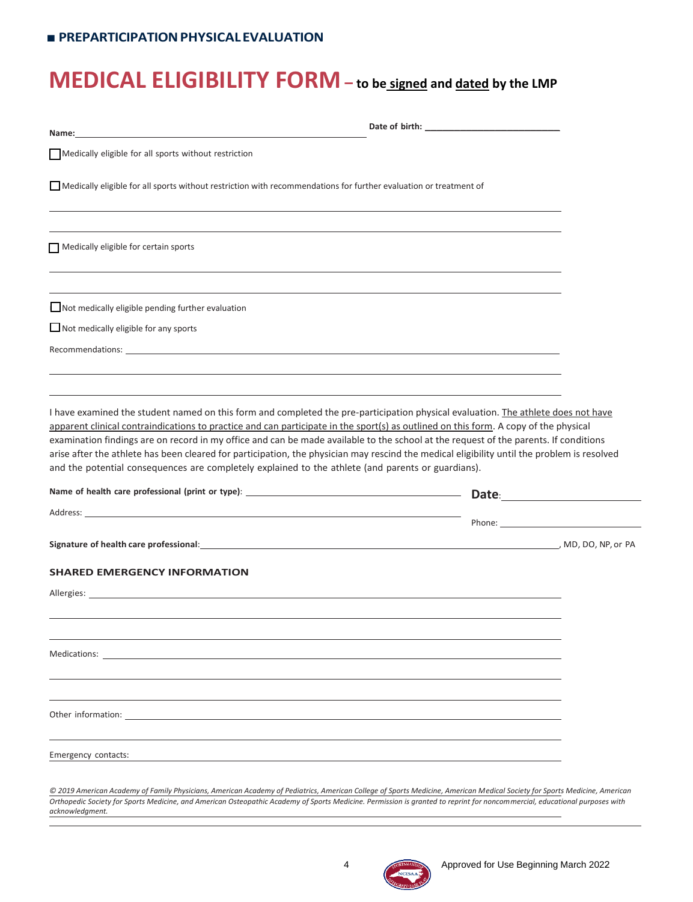■ **PREPARTICIPATION PHYSICAL EVALUATION**

# MEDICAL ELIGIBILITY FORM – to be signed and dated by the LMP

**Name:** ______________________________ **Date of birth:** ______________________

☐ Medically eligible for all sports without restriction

☐ Medically eligible for all sports without restriction with recommendations for further evaluation or treatment of

______________________________________________________________________

______________________________________________________________________

☐ Medically eligible for certain sports

______________________________________________________________________

______________________________________________________________________

☐ Not medically eligible pending further evaluation

☐ Not medically eligible for any sports

Recommendations: ______________________________________________________

______________________________________________________________________

______________________________________________________________________

I have examined the student named on this form and completed the pre-participation physical evaluation. The athlete does not have apparent clinical contraindications to practice and can participate in the sport(s) as outlined on this form. A copy of the physical examination findings are on record in my office and can be made available to the school at the request of the parents. If conditions arise after the athlete has been cleared for participation, the physician may rescind the medical eligibility until the problem is resolved and the potential consequences are completely explained to the athlete (and parents or guardians).

**Name of health care professional (print or type)**: ______________________ **Date**: ______________

Address: ______________________________________________ Phone: ______________

**Signature of health care professional**: ______________________________________, MD, DO, NP, or PA

## SHARED EMERGENCY INFORMATION

Allergies: ______________________________________________________________

______________________________________________________________________

______________________________________________________________________

Medications: ____________________________________________________________

______________________________________________________________________

______________________________________________________________________

Other information: _______________________________________________________

______________________________________________________________________

Emergency contacts: ______________________________________________________

*© 2019 American Academy of Family Physicians, American Academy of Pediatrics, American College of Sports Medicine, American Medical Society for Sports Medicine, American Orthopedic Society for Sports Medicine, and American Osteopathic Academy of Sports Medicine. Permission is granted to reprint for noncommercial, educational purposes with acknowledgment.*

Approved for Use Beginning March 2022